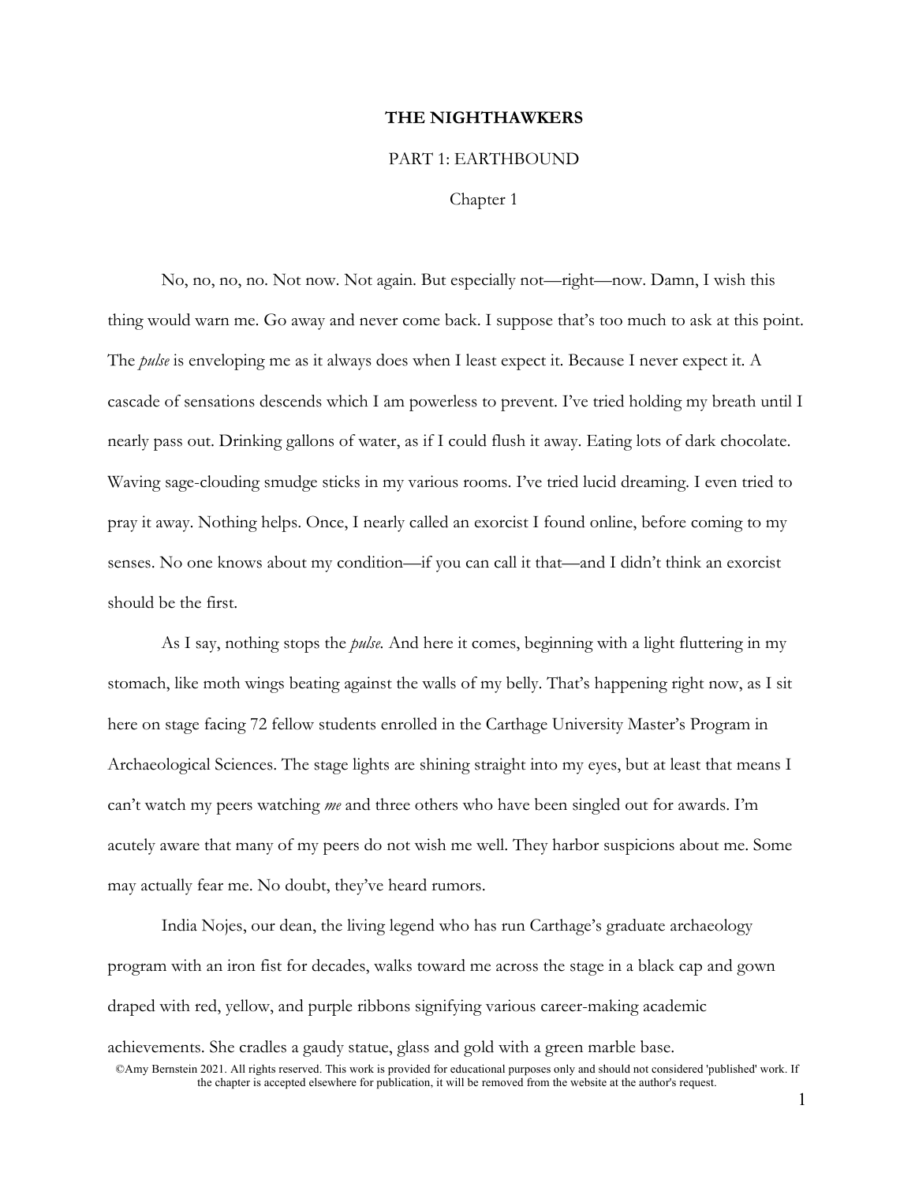# THE NIGHTHAWKERS

## PART 1: EARTHBOUND

### Chapter 1

No, no, no, no. Not now. Not again. But especially not—right—now. Damn, I wish this thing would warn me. Go away and never come back. I suppose that's too much to ask at this point. The *pulse* is enveloping me as it always does when I least expect it. Because I never expect it. A cascade of sensations descends which I am powerless to prevent. I've tried holding my breath until I nearly pass out. Drinking gallons of water, as if I could flush it away. Eating lots of dark chocolate. Waving sage-clouding smudge sticks in my various rooms. I've tried lucid dreaming. I even tried to pray it away. Nothing helps. Once, I nearly called an exorcist I found online, before coming to my senses. No one knows about my condition—if you can call it that—and I didn't think an exorcist should be the first.

As I say, nothing stops the *pulse.* And here it comes, beginning with a light fluttering in my stomach, like moth wings beating against the walls of my belly. That's happening right now, as I sit here on stage facing 72 fellow students enrolled in the Carthage University Master's Program in Archaeological Sciences. The stage lights are shining straight into my eyes, but at least that means I can't watch my peers watching *me* and three others who have been singled out for awards. I'm acutely aware that many of my peers do not wish me well. They harbor suspicions about me. Some may actually fear me. No doubt, they've heard rumors.

India Nojes, our dean, the living legend who has run Carthage's graduate archaeology program with an iron fist for decades, walks toward me across the stage in a black cap and gown draped with red, yellow, and purple ribbons signifying various career-making academic achievements. She cradles a gaudy statue, glass and gold with a green marble base.

©Amy Bernstein 2021. All rights reserved. This work is provided for educational purposes only and should not considered 'published' work. If the chapter is accepted elsewhere for publication, it will be removed from the website at the author's request.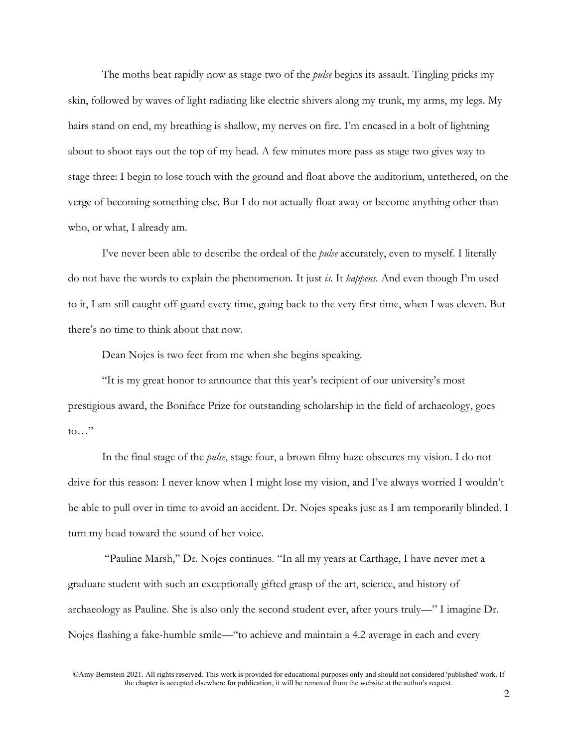The moths beat rapidly now as stage two of the *pulse* begins its assault. Tingling pricks my skin, followed by waves of light radiating like electric shivers along my trunk, my arms, my legs. My hairs stand on end, my breathing is shallow, my nerves on fire. I'm encased in a bolt of lightning about to shoot rays out the top of my head. A few minutes more pass as stage two gives way to stage three: I begin to lose touch with the ground and float above the auditorium, untethered, on the verge of becoming something else. But I do not actually float away or become anything other than who, or what, I already am.

I've never been able to describe the ordeal of the *pulse* accurately, even to myself. I literally do not have the words to explain the phenomenon. It just *is.* It *happens.* And even though I'm used to it, I am still caught off-guard every time, going back to the very first time, when I was eleven. But there's no time to think about that now.

Dean Nojes is two feet from me when she begins speaking.

"It is my great honor to announce that this year's recipient of our university's most prestigious award, the Boniface Prize for outstanding scholarship in the field of archaeology, goes to…"

In the final stage of the *pulse*, stage four, a brown filmy haze obscures my vision. I do not drive for this reason: I never know when I might lose my vision, and I've always worried I wouldn't be able to pull over in time to avoid an accident. Dr. Nojes speaks just as I am temporarily blinded. I turn my head toward the sound of her voice.

"Pauline Marsh," Dr. Nojes continues. "In all my years at Carthage, I have never met a graduate student with such an exceptionally gifted grasp of the art, science, and history of archaeology as Pauline. She is also only the second student ever, after yours truly—" I imagine Dr. Nojes flashing a fake-humble smile—"to achieve and maintain a 4.2 average in each and every

©Amy Bernstein 2021. All rights reserved. This work is provided for educational purposes only and should not considered 'published' work. If the chapter is accepted elsewhere for publication, it will be removed from the website at the author's request.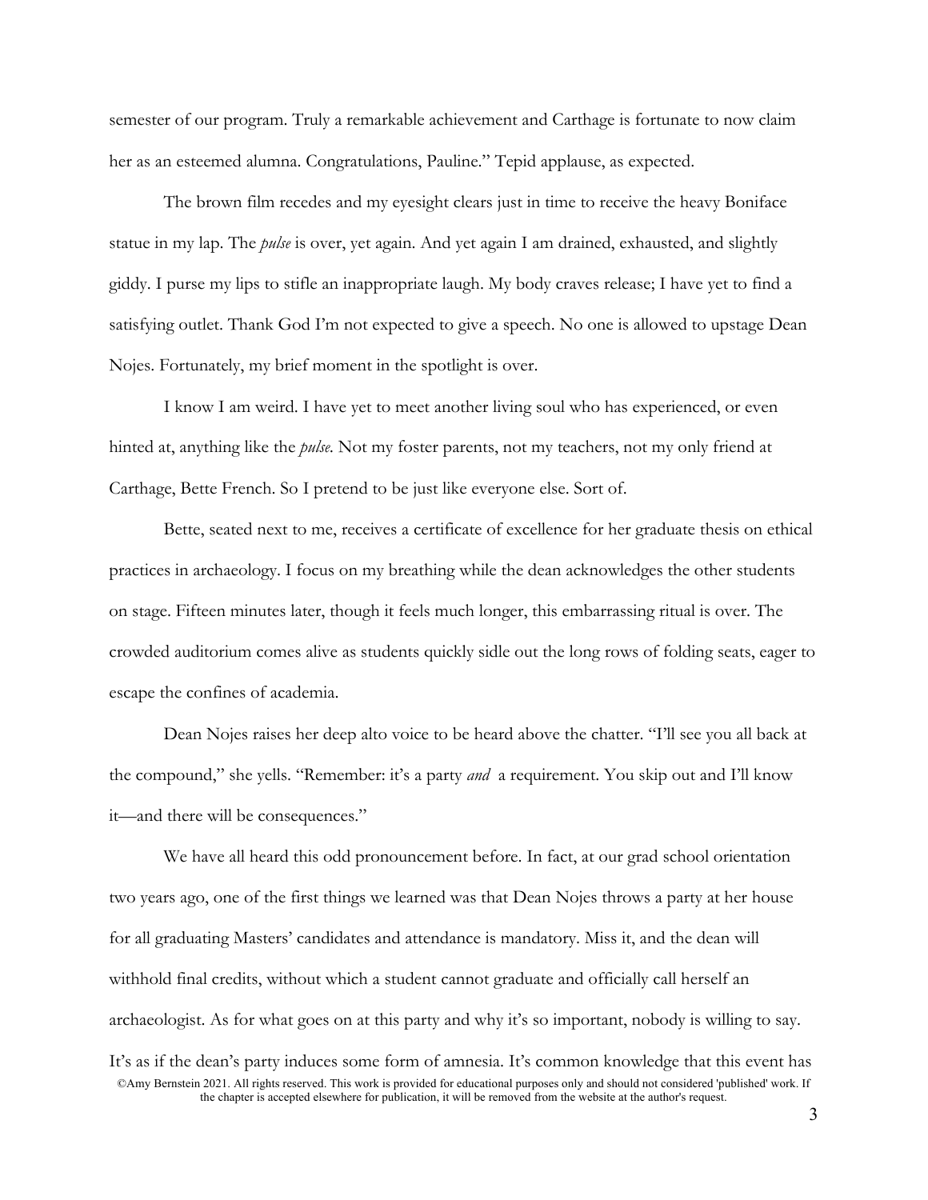semester of our program. Truly a remarkable achievement and Carthage is fortunate to now claim her as an esteemed alumna. Congratulations, Pauline." Tepid applause, as expected.

The brown film recedes and my eyesight clears just in time to receive the heavy Boniface statue in my lap. The *pulse* is over, yet again. And yet again I am drained, exhausted, and slightly giddy. I purse my lips to stifle an inappropriate laugh. My body craves release; I have yet to find a satisfying outlet. Thank God I'm not expected to give a speech. No one is allowed to upstage Dean Nojes. Fortunately, my brief moment in the spotlight is over.

I know I am weird. I have yet to meet another living soul who has experienced, or even hinted at, anything like the *pulse*. Not my foster parents, not my teachers, not my only friend at Carthage, Bette French. So I pretend to be just like everyone else. Sort of.

Bette, seated next to me, receives a certificate of excellence for her graduate thesis on ethical practices in archaeology. I focus on my breathing while the dean acknowledges the other students on stage. Fifteen minutes later, though it feels much longer, this embarrassing ritual is over. The crowded auditorium comes alive as students quickly sidle out the long rows of folding seats, eager to escape the confines of academia.

Dean Nojes raises her deep alto voice to be heard above the chatter. "I'll see you all back at the compound," she yells. "Remember: it's a party *and* a requirement. You skip out and I'll know it—and there will be consequences."

We have all heard this odd pronouncement before. In fact, at our grad school orientation two years ago, one of the first things we learned was that Dean Nojes throws a party at her house for all graduating Masters' candidates and attendance is mandatory. Miss it, and the dean will withhold final credits, without which a student cannot graduate and officially call herself an archaeologist. As for what goes on at this party and why it's so important, nobody is willing to say. It's as if the dean's party induces some form of amnesia. It's common knowledge that this event has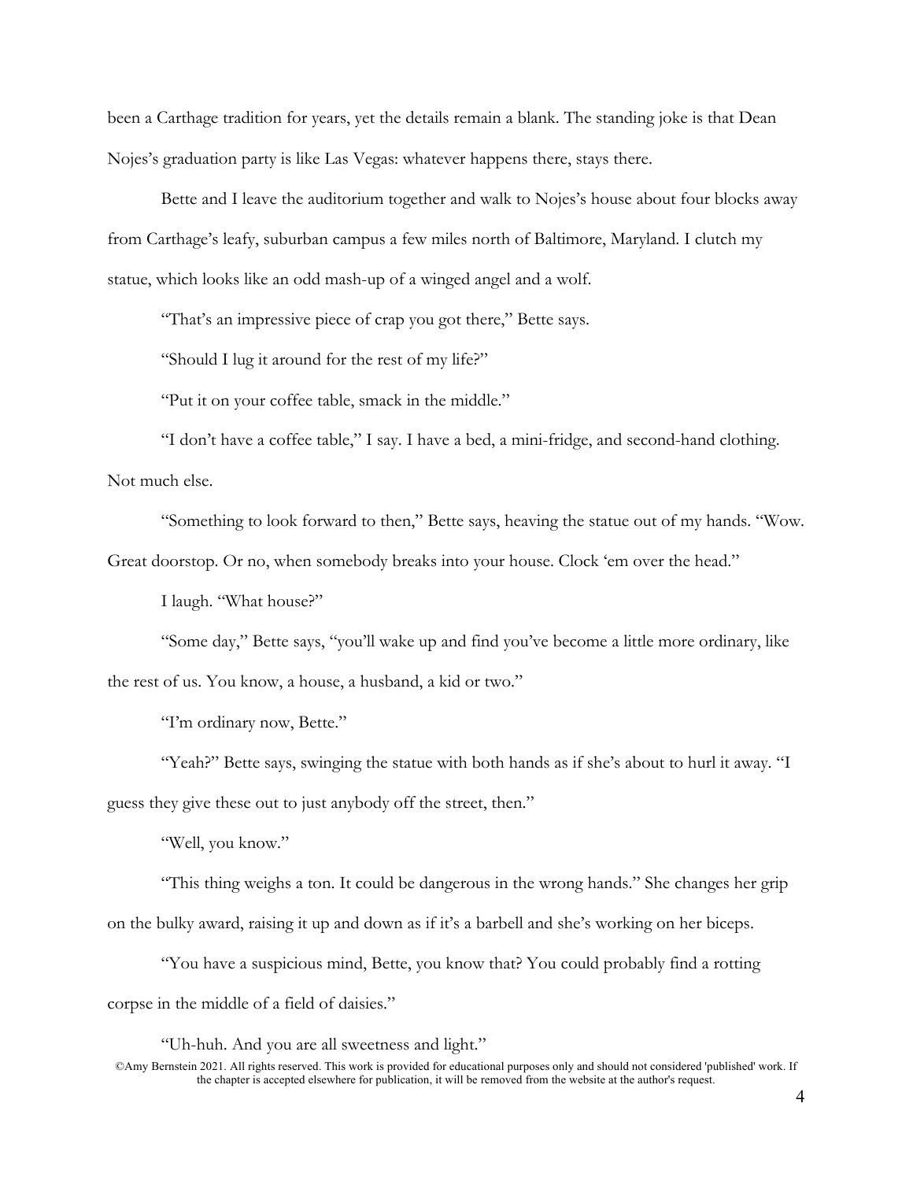been a Carthage tradition for years, yet the details remain a blank. The standing joke is that Dean Nojes's graduation party is like Las Vegas: whatever happens there, stays there.

Bette and I leave the auditorium together and walk to Nojes's house about four blocks away from Carthage's leafy, suburban campus a few miles north of Baltimore, Maryland. I clutch my statue, which looks like an odd mash-up of a winged angel and a wolf.

"That's an impressive piece of crap you got there," Bette says.

"Should I lug it around for the rest of my life?"

"Put it on your coffee table, smack in the middle."

"I don't have a coffee table," I say. I have a bed, a mini-fridge, and second-hand clothing. Not much else.

"Something to look forward to then," Bette says, heaving the statue out of my hands. "Wow. Great doorstop. Or no, when somebody breaks into your house. Clock 'em over the head."

I laugh. "What house?"

"Some day," Bette says, "you'll wake up and find you've become a little more ordinary, like the rest of us. You know, a house, a husband, a kid or two."

"I'm ordinary now, Bette."

"Yeah?" Bette says, swinging the statue with both hands as if she's about to hurl it away. "I guess they give these out to just anybody off the street, then."

"Well, you know."

"This thing weighs a ton. It could be dangerous in the wrong hands." She changes her grip on the bulky award, raising it up and down as if it's a barbell and she's working on her biceps.

"You have a suspicious mind, Bette, you know that? You could probably find a rotting corpse in the middle of a field of daisies."

"Uh-huh. And you are all sweetness and light."

©Amy Bernstein 2021. All rights reserved. This work is provided for educational purposes only and should not considered 'published' work. If the chapter is accepted elsewhere for publication, it will be removed from the website at the author's request.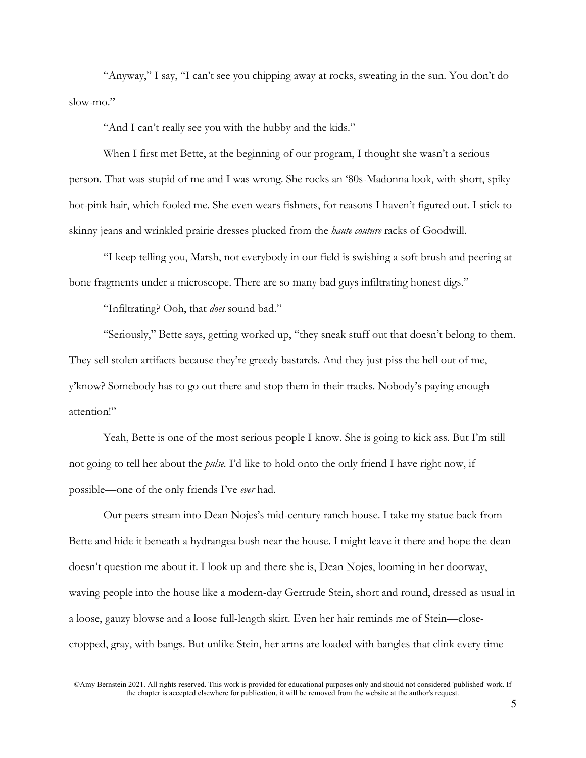"Anyway," I say, "I can't see you chipping away at rocks, sweating in the sun. You don't do slow-mo."

"And I can't really see you with the hubby and the kids."

When I first met Bette, at the beginning of our program, I thought she wasn't a serious person. That was stupid of me and I was wrong. She rocks an '80s-Madonna look, with short, spiky hot-pink hair, which fooled me. She even wears fishnets, for reasons I haven't figured out. I stick to skinny jeans and wrinkled prairie dresses plucked from the *haute couture* racks of Goodwill.

"I keep telling you, Marsh, not everybody in our field is swishing a soft brush and peering at bone fragments under a microscope. There are so many bad guys infiltrating honest digs."

"Infiltrating? Ooh, that *does* sound bad."

"Seriously," Bette says, getting worked up, "they sneak stuff out that doesn't belong to them. They sell stolen artifacts because they're greedy bastards. And they just piss the hell out of me, y'know? Somebody has to go out there and stop them in their tracks. Nobody's paying enough attention!"

Yeah, Bette is one of the most serious people I know. She is going to kick ass. But I'm still not going to tell her about the *pulse*. I'd like to hold onto the only friend I have right now, if possible—one of the only friends I've *ever* had.

Our peers stream into Dean Nojes's mid-century ranch house. I take my statue back from Bette and hide it beneath a hydrangea bush near the house. I might leave it there and hope the dean doesn't question me about it. I look up and there she is, Dean Nojes, looming in her doorway, waving people into the house like a modern-day Gertrude Stein, short and round, dressed as usual in a loose, gauzy blowse and a loose full-length skirt. Even her hair reminds me of Stein—close-cropped, gray, with bangs. But unlike Stein, her arms are loaded with bangles that clink every time

©Amy Bernstein 2021. All rights reserved. This work is provided for educational purposes only and should not considered 'published' work. If the chapter is accepted elsewhere for publication, it will be removed from the website at the author's request.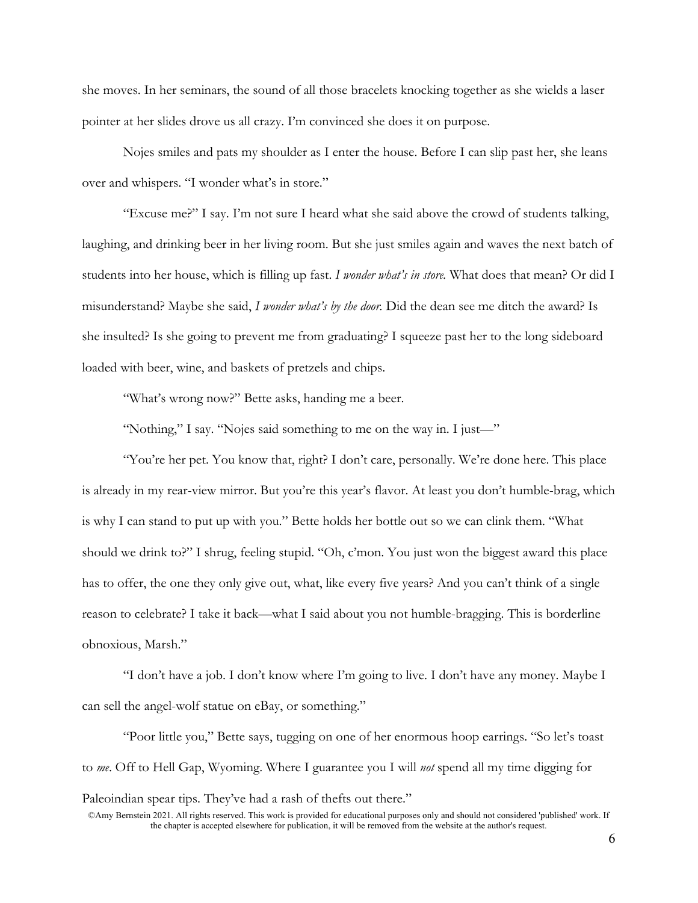she moves. In her seminars, the sound of all those bracelets knocking together as she wields a laser pointer at her slides drove us all crazy. I'm convinced she does it on purpose.

Nojes smiles and pats my shoulder as I enter the house. Before I can slip past her, she leans over and whispers. "I wonder what's in store."

"Excuse me?" I say. I'm not sure I heard what she said above the crowd of students talking, laughing, and drinking beer in her living room. But she just smiles again and waves the next batch of students into her house, which is filling up fast. *I wonder what's in store.* What does that mean? Or did I misunderstand? Maybe she said, *I wonder what's by the door.* Did the dean see me ditch the award? Is she insulted? Is she going to prevent me from graduating? I squeeze past her to the long sideboard loaded with beer, wine, and baskets of pretzels and chips.

"What's wrong now?" Bette asks, handing me a beer.

"Nothing," I say. "Nojes said something to me on the way in. I just—"

"You're her pet. You know that, right? I don't care, personally. We're done here. This place is already in my rear-view mirror. But you're this year's flavor. At least you don't humble-brag, which is why I can stand to put up with you." Bette holds her bottle out so we can clink them. "What should we drink to?" I shrug, feeling stupid. "Oh, c'mon. You just won the biggest award this place has to offer, the one they only give out, what, like every five years? And you can't think of a single reason to celebrate? I take it back—what I said about you not humble-bragging. This is borderline obnoxious, Marsh."

"I don't have a job. I don't know where I'm going to live. I don't have any money. Maybe I can sell the angel-wolf statue on eBay, or something."

"Poor little you," Bette says, tugging on one of her enormous hoop earrings. "So let's toast to *me*. Off to Hell Gap, Wyoming. Where I guarantee you I will *not* spend all my time digging for Paleoindian spear tips. They've had a rash of thefts out there."

©Amy Bernstein 2021. All rights reserved. This work is provided for educational purposes only and should not considered 'published' work. If the chapter is accepted elsewhere for publication, it will be removed from the website at the author's request.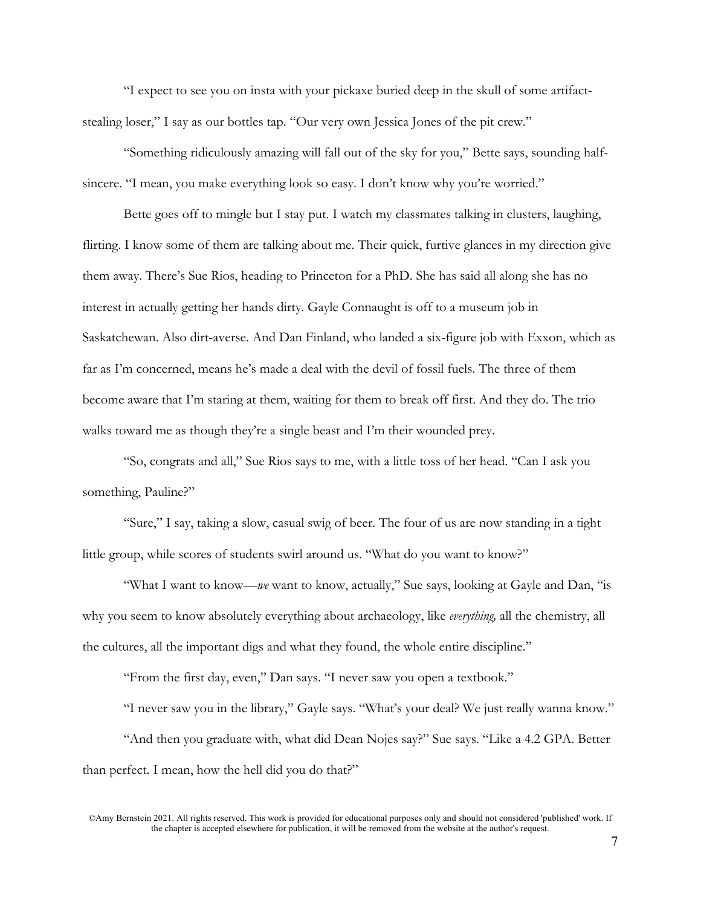"I expect to see you on insta with your pickaxe buried deep in the skull of some artifact-stealing loser," I say as our bottles tap. "Our very own Jessica Jones of the pit crew."

"Something ridiculously amazing will fall out of the sky for you," Bette says, sounding half-sincere. "I mean, you make everything look so easy. I don't know why you're worried."

Bette goes off to mingle but I stay put. I watch my classmates talking in clusters, laughing, flirting. I know some of them are talking about me. Their quick, furtive glances in my direction give them away. There's Sue Rios, heading to Princeton for a PhD. She has said all along she has no interest in actually getting her hands dirty. Gayle Connaught is off to a museum job in Saskatchewan. Also dirt-averse. And Dan Finland, who landed a six-figure job with Exxon, which as far as I'm concerned, means he's made a deal with the devil of fossil fuels. The three of them become aware that I'm staring at them, waiting for them to break off first. And they do. The trio walks toward me as though they're a single beast and I'm their wounded prey.

"So, congrats and all," Sue Rios says to me, with a little toss of her head. "Can I ask you something, Pauline?"

"Sure," I say, taking a slow, casual swig of beer. The four of us are now standing in a tight little group, while scores of students swirl around us. "What do you want to know?"

"What I want to know—*we* want to know, actually," Sue says, looking at Gayle and Dan, "is why you seem to know absolutely everything about archaeology, like *everything,* all the chemistry, all the cultures, all the important digs and what they found, the whole entire discipline."

"From the first day, even," Dan says. "I never saw you open a textbook."

"I never saw you in the library," Gayle says. "What's your deal? We just really wanna know."

"And then you graduate with, what did Dean Nojes say?" Sue says. "Like a 4.2 GPA. Better than perfect. I mean, how the hell did you do that?"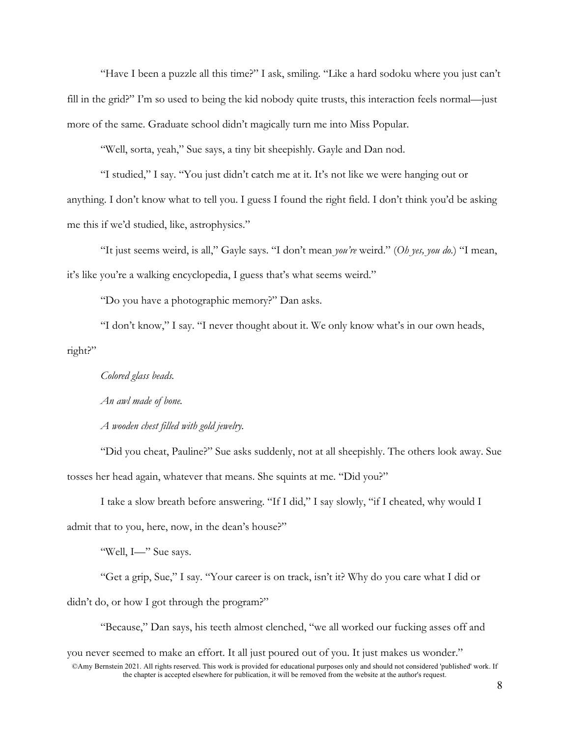"Have I been a puzzle all this time?" I ask, smiling. "Like a hard sodoku where you just can't fill in the grid?" I'm so used to being the kid nobody quite trusts, this interaction feels normal—just more of the same. Graduate school didn't magically turn me into Miss Popular.

"Well, sorta, yeah," Sue says, a tiny bit sheepishly. Gayle and Dan nod.

"I studied," I say. "You just didn't catch me at it. It's not like we were hanging out or anything. I don't know what to tell you. I guess I found the right field. I don't think you'd be asking me this if we'd studied, like, astrophysics."

"It just seems weird, is all," Gayle says. "I don't mean *you're* weird." (*Oh yes, you do.*) "I mean, it's like you're a walking encyclopedia, I guess that's what seems weird."

"Do you have a photographic memory?" Dan asks.

"I don't know," I say. "I never thought about it. We only know what's in our own heads, right?"

*Colored glass beads.*

*An awl made of bone.*

*A wooden chest filled with gold jewelry.*

"Did you cheat, Pauline?" Sue asks suddenly, not at all sheepishly. The others look away. Sue tosses her head again, whatever that means. She squints at me. "Did you?"

I take a slow breath before answering. "If I did," I say slowly, "if I cheated, why would I admit that to you, here, now, in the dean's house?"

"Well, I—" Sue says.

"Get a grip, Sue," I say. "Your career is on track, isn't it? Why do you care what I did or didn't do, or how I got through the program?"

"Because," Dan says, his teeth almost clenched, "we all worked our fucking asses off and you never seemed to make an effort. It all just poured out of you. It just makes us wonder."

©Amy Bernstein 2021. All rights reserved. This work is provided for educational purposes only and should not considered 'published' work. If the chapter is accepted elsewhere for publication, it will be removed from the website at the author's request.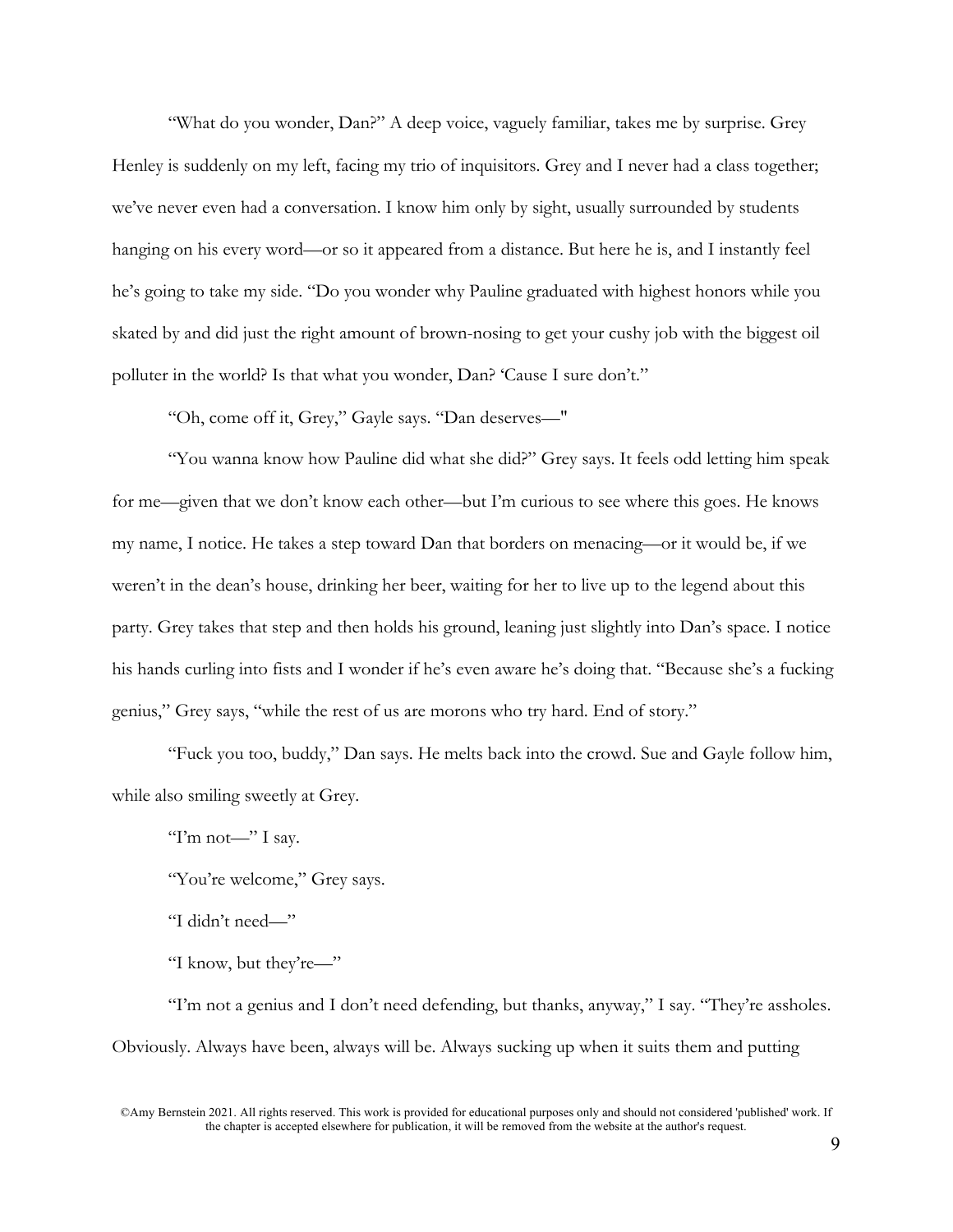"What do you wonder, Dan?" A deep voice, vaguely familiar, takes me by surprise. Grey Henley is suddenly on my left, facing my trio of inquisitors. Grey and I never had a class together; we've never even had a conversation. I know him only by sight, usually surrounded by students hanging on his every word—or so it appeared from a distance. But here he is, and I instantly feel he's going to take my side. "Do you wonder why Pauline graduated with highest honors while you skated by and did just the right amount of brown-nosing to get your cushy job with the biggest oil polluter in the world? Is that what you wonder, Dan? 'Cause I sure don't."

"Oh, come off it, Grey," Gayle says. "Dan deserves—"

"You wanna know how Pauline did what she did?" Grey says. It feels odd letting him speak for me—given that we don't know each other—but I'm curious to see where this goes. He knows my name, I notice. He takes a step toward Dan that borders on menacing—or it would be, if we weren't in the dean's house, drinking her beer, waiting for her to live up to the legend about this party. Grey takes that step and then holds his ground, leaning just slightly into Dan's space. I notice his hands curling into fists and I wonder if he's even aware he's doing that. "Because she's a fucking genius," Grey says, "while the rest of us are morons who try hard. End of story."

"Fuck you too, buddy," Dan says. He melts back into the crowd. Sue and Gayle follow him, while also smiling sweetly at Grey.

"I'm not—" I say.

"You're welcome," Grey says.

"I didn't need—"

"I know, but they're—"

"I'm not a genius and I don't need defending, but thanks, anyway," I say. "They're assholes. Obviously. Always have been, always will be. Always sucking up when it suits them and putting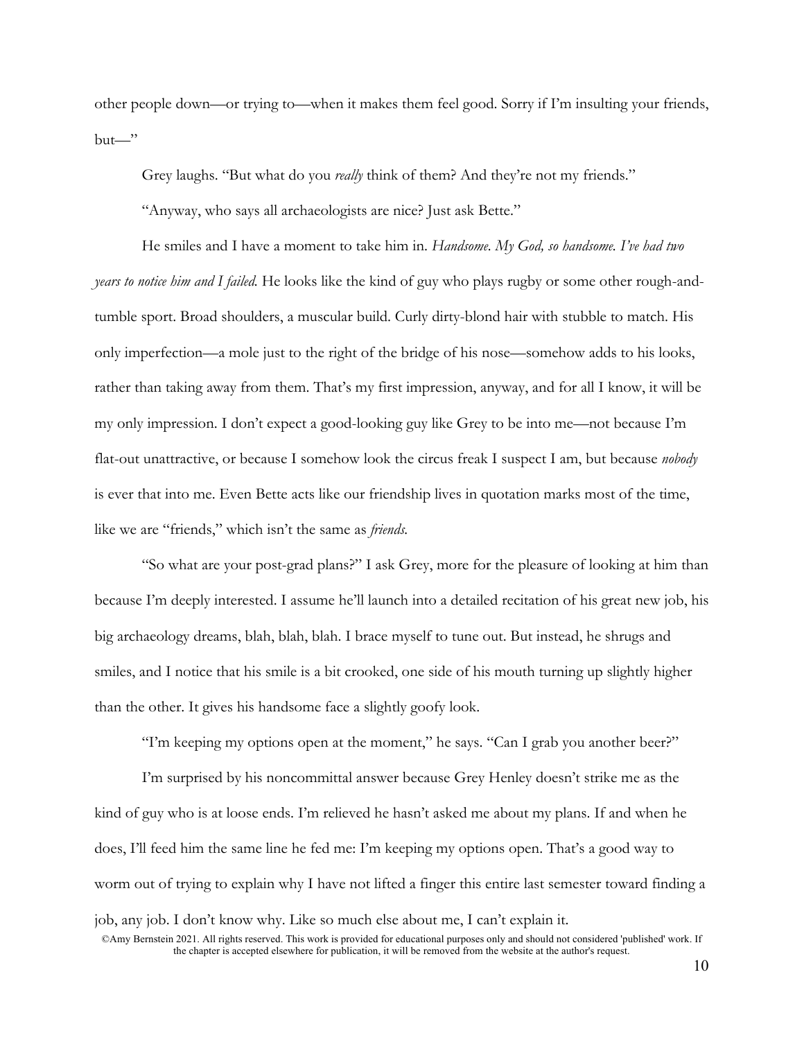other people down—or trying to—when it makes them feel good. Sorry if I'm insulting your friends, but—"

Grey laughs. "But what do you *really* think of them? And they're not my friends."

"Anyway, who says all archaeologists are nice? Just ask Bette."

He smiles and I have a moment to take him in. *Handsome. My God, so handsome. I've had two years to notice him and I failed.* He looks like the kind of guy who plays rugby or some other rough-and-tumble sport. Broad shoulders, a muscular build. Curly dirty-blond hair with stubble to match. His only imperfection—a mole just to the right of the bridge of his nose—somehow adds to his looks, rather than taking away from them. That's my first impression, anyway, and for all I know, it will be my only impression. I don't expect a good-looking guy like Grey to be into me—not because I'm flat-out unattractive, or because I somehow look the circus freak I suspect I am, but because *nobody* is ever that into me. Even Bette acts like our friendship lives in quotation marks most of the time, like we are "friends," which isn't the same as *friends.*

"So what are your post-grad plans?" I ask Grey, more for the pleasure of looking at him than because I'm deeply interested. I assume he'll launch into a detailed recitation of his great new job, his big archaeology dreams, blah, blah, blah. I brace myself to tune out. But instead, he shrugs and smiles, and I notice that his smile is a bit crooked, one side of his mouth turning up slightly higher than the other. It gives his handsome face a slightly goofy look.

"I'm keeping my options open at the moment," he says. "Can I grab you another beer?"

I'm surprised by his noncommittal answer because Grey Henley doesn't strike me as the kind of guy who is at loose ends. I'm relieved he hasn't asked me about my plans. If and when he does, I'll feed him the same line he fed me: I'm keeping my options open. That's a good way to worm out of trying to explain why I have not lifted a finger this entire last semester toward finding a job, any job. I don't know why. Like so much else about me, I can't explain it.

©Amy Bernstein 2021. All rights reserved. This work is provided for educational purposes only and should not considered 'published' work. If the chapter is accepted elsewhere for publication, it will be removed from the website at the author's request.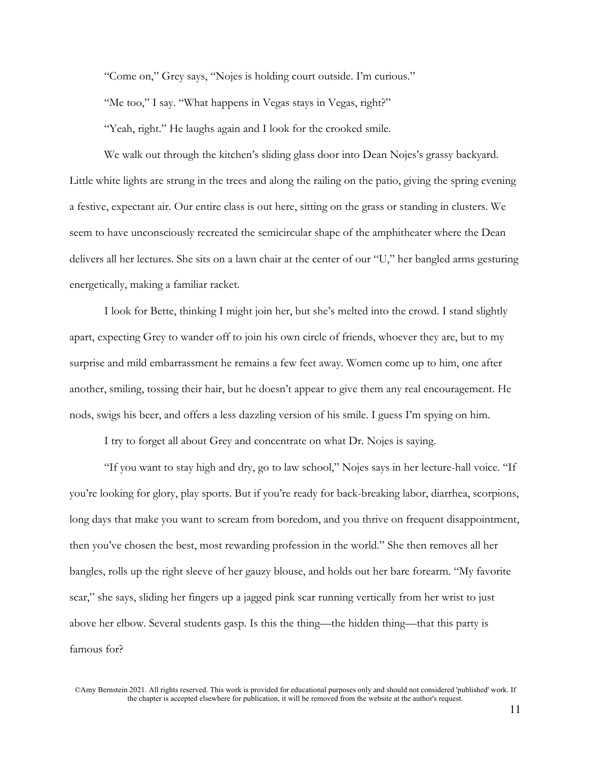"Come on," Grey says, "Nojes is holding court outside. I'm curious."

"Me too," I say. "What happens in Vegas stays in Vegas, right?"

"Yeah, right." He laughs again and I look for the crooked smile.

We walk out through the kitchen's sliding glass door into Dean Nojes's grassy backyard. Little white lights are strung in the trees and along the railing on the patio, giving the spring evening a festive, expectant air. Our entire class is out here, sitting on the grass or standing in clusters. We seem to have unconsciously recreated the semicircular shape of the amphitheater where the Dean delivers all her lectures. She sits on a lawn chair at the center of our "U," her bangled arms gesturing energetically, making a familiar racket.

I look for Bette, thinking I might join her, but she's melted into the crowd. I stand slightly apart, expecting Grey to wander off to join his own circle of friends, whoever they are, but to my surprise and mild embarrassment he remains a few feet away. Women come up to him, one after another, smiling, tossing their hair, but he doesn't appear to give them any real encouragement. He nods, swigs his beer, and offers a less dazzling version of his smile. I guess I'm spying on him.

I try to forget all about Grey and concentrate on what Dr. Nojes is saying.

"If you want to stay high and dry, go to law school," Nojes says in her lecture-hall voice. "If you're looking for glory, play sports. But if you're ready for back-breaking labor, diarrhea, scorpions, long days that make you want to scream from boredom, and you thrive on frequent disappointment, then you've chosen the best, most rewarding profession in the world." She then removes all her bangles, rolls up the right sleeve of her gauzy blouse, and holds out her bare forearm. "My favorite scar," she says, sliding her fingers up a jagged pink scar running vertically from her wrist to just above her elbow. Several students gasp. Is this the thing—the hidden thing—that this party is famous for?

©Amy Bernstein 2021. All rights reserved. This work is provided for educational purposes only and should not considered 'published' work. If the chapter is accepted elsewhere for publication, it will be removed from the website at the author's request.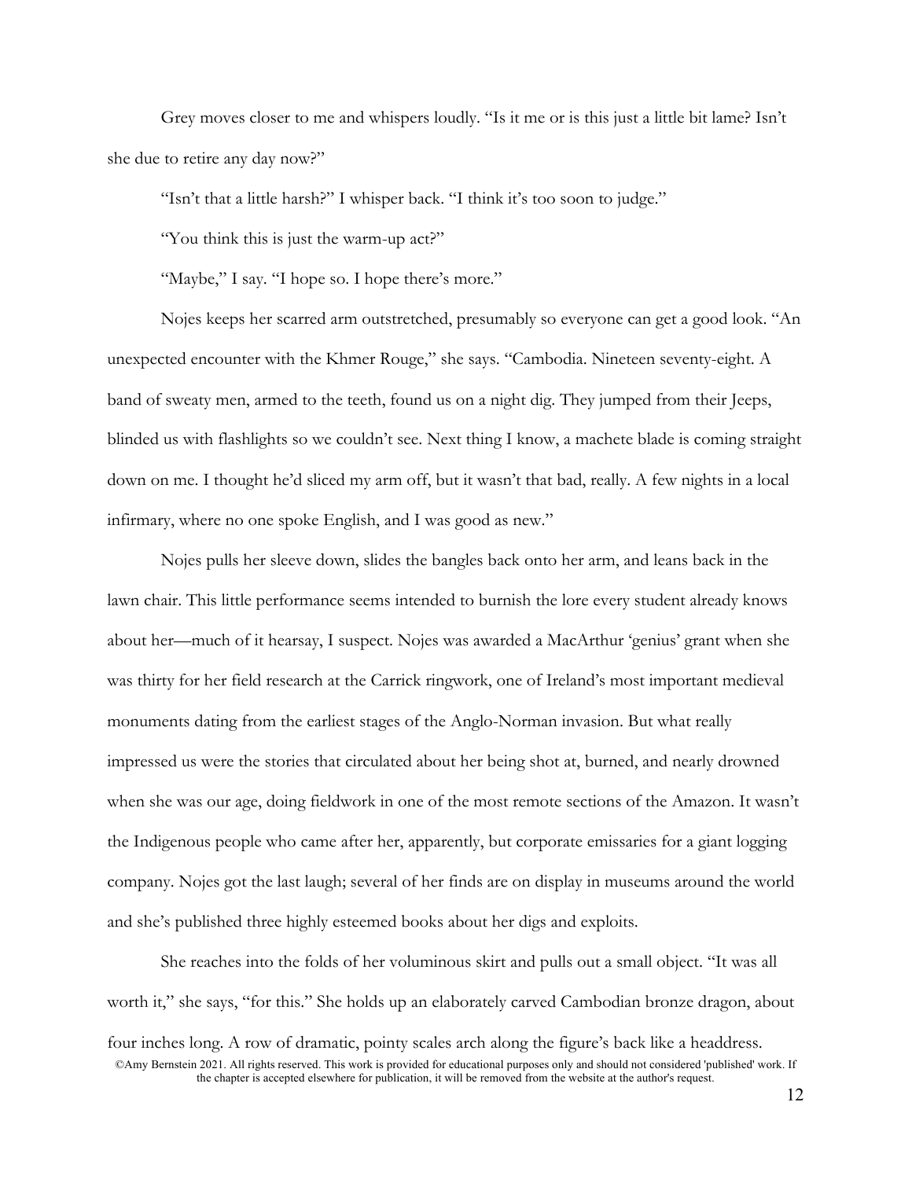Grey moves closer to me and whispers loudly. "Is it me or is this just a little bit lame? Isn't she due to retire any day now?"

"Isn't that a little harsh?" I whisper back. "I think it's too soon to judge."

"You think this is just the warm-up act?"

"Maybe," I say. "I hope so. I hope there's more."

Nojes keeps her scarred arm outstretched, presumably so everyone can get a good look. "An unexpected encounter with the Khmer Rouge," she says. "Cambodia. Nineteen seventy-eight. A band of sweaty men, armed to the teeth, found us on a night dig. They jumped from their Jeeps, blinded us with flashlights so we couldn't see. Next thing I know, a machete blade is coming straight down on me. I thought he'd sliced my arm off, but it wasn't that bad, really. A few nights in a local infirmary, where no one spoke English, and I was good as new."

Nojes pulls her sleeve down, slides the bangles back onto her arm, and leans back in the lawn chair. This little performance seems intended to burnish the lore every student already knows about her—much of it hearsay, I suspect. Nojes was awarded a MacArthur 'genius' grant when she was thirty for her field research at the Carrick ringwork, one of Ireland's most important medieval monuments dating from the earliest stages of the Anglo-Norman invasion. But what really impressed us were the stories that circulated about her being shot at, burned, and nearly drowned when she was our age, doing fieldwork in one of the most remote sections of the Amazon. It wasn't the Indigenous people who came after her, apparently, but corporate emissaries for a giant logging company. Nojes got the last laugh; several of her finds are on display in museums around the world and she's published three highly esteemed books about her digs and exploits.

She reaches into the folds of her voluminous skirt and pulls out a small object. "It was all worth it," she says, "for this." She holds up an elaborately carved Cambodian bronze dragon, about four inches long. A row of dramatic, pointy scales arch along the figure's back like a headdress.

©Amy Bernstein 2021. All rights reserved. This work is provided for educational purposes only and should not considered 'published' work. If the chapter is accepted elsewhere for publication, it will be removed from the website at the author's request.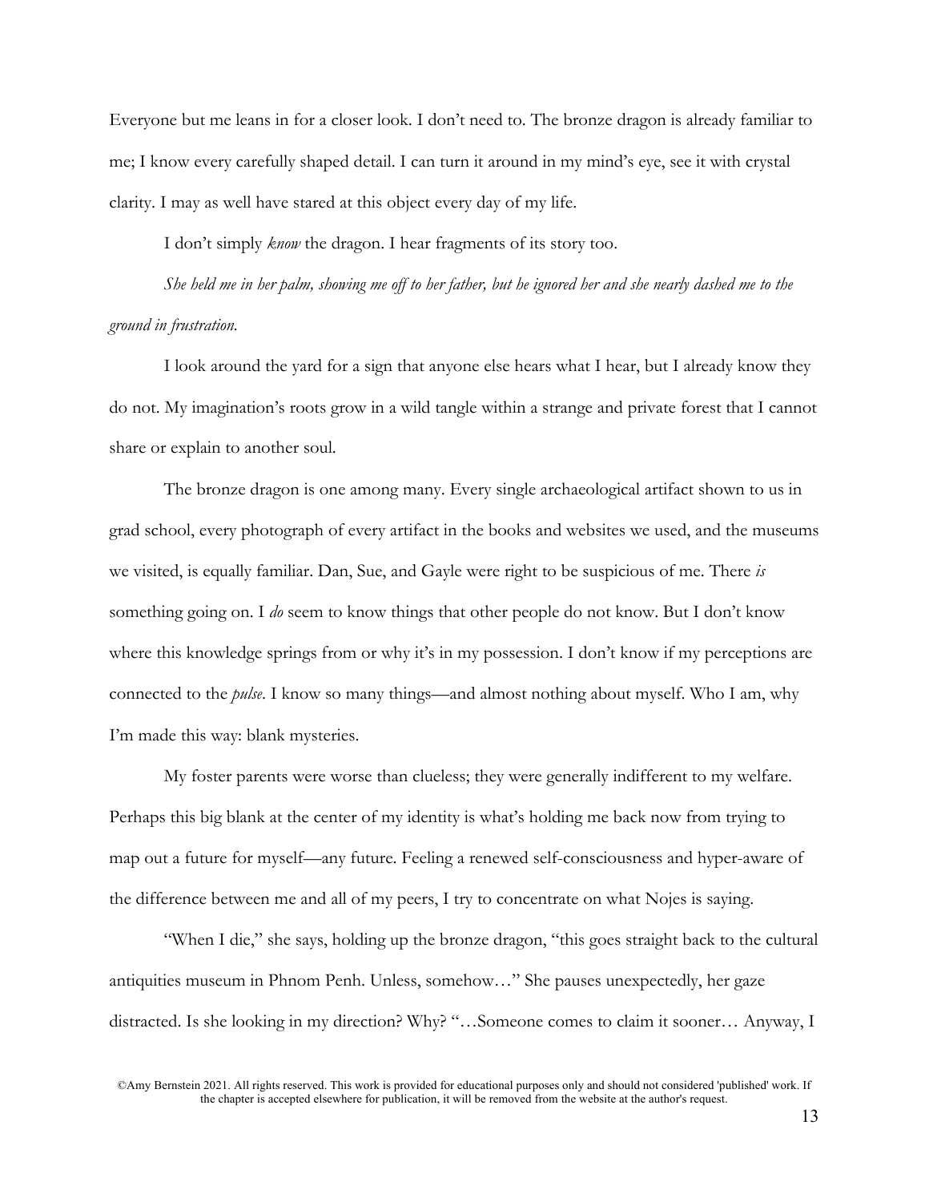Everyone but me leans in for a closer look. I don't need to. The bronze dragon is already familiar to me; I know every carefully shaped detail. I can turn it around in my mind's eye, see it with crystal clarity. I may as well have stared at this object every day of my life.

I don't simply *know* the dragon. I hear fragments of its story too.

*She held me in her palm, showing me off to her father, but he ignored her and she nearly dashed me to the ground in frustration.*

I look around the yard for a sign that anyone else hears what I hear, but I already know they do not. My imagination's roots grow in a wild tangle within a strange and private forest that I cannot share or explain to another soul.

The bronze dragon is one among many. Every single archaeological artifact shown to us in grad school, every photograph of every artifact in the books and websites we used, and the museums we visited, is equally familiar. Dan, Sue, and Gayle were right to be suspicious of me. There *is* something going on. I *do* seem to know things that other people do not know. But I don't know where this knowledge springs from or why it's in my possession. I don't know if my perceptions are connected to the *pulse*. I know so many things—and almost nothing about myself. Who I am, why I'm made this way: blank mysteries.

My foster parents were worse than clueless; they were generally indifferent to my welfare. Perhaps this big blank at the center of my identity is what's holding me back now from trying to map out a future for myself—any future. Feeling a renewed self-consciousness and hyper-aware of the difference between me and all of my peers, I try to concentrate on what Nojes is saying.

"When I die," she says, holding up the bronze dragon, "this goes straight back to the cultural antiquities museum in Phnom Penh. Unless, somehow…" She pauses unexpectedly, her gaze distracted. Is she looking in my direction? Why? "…Someone comes to claim it sooner… Anyway, I

©Amy Bernstein 2021. All rights reserved. This work is provided for educational purposes only and should not considered 'published' work. If the chapter is accepted elsewhere for publication, it will be removed from the website at the author's request.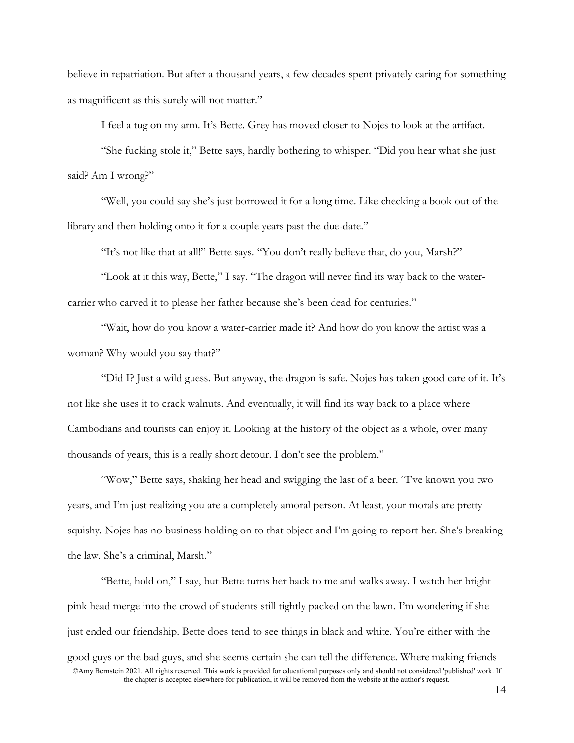believe in repatriation. But after a thousand years, a few decades spent privately caring for something as magnificent as this surely will not matter."

I feel a tug on my arm. It's Bette. Grey has moved closer to Nojes to look at the artifact.

"She fucking stole it," Bette says, hardly bothering to whisper. "Did you hear what she just said? Am I wrong?"

"Well, you could say she's just borrowed it for a long time. Like checking a book out of the library and then holding onto it for a couple years past the due-date."

"It's not like that at all!" Bette says. "You don't really believe that, do you, Marsh?"

"Look at it this way, Bette," I say. "The dragon will never find its way back to the water-carrier who carved it to please her father because she's been dead for centuries."

"Wait, how do you know a water-carrier made it? And how do you know the artist was a woman? Why would you say that?"

"Did I? Just a wild guess. But anyway, the dragon is safe. Nojes has taken good care of it. It's not like she uses it to crack walnuts. And eventually, it will find its way back to a place where Cambodians and tourists can enjoy it. Looking at the history of the object as a whole, over many thousands of years, this is a really short detour. I don't see the problem."

"Wow," Bette says, shaking her head and swigging the last of a beer. "I've known you two years, and I'm just realizing you are a completely amoral person. At least, your morals are pretty squishy. Nojes has no business holding on to that object and I'm going to report her. She's breaking the law. She's a criminal, Marsh."

"Bette, hold on," I say, but Bette turns her back to me and walks away. I watch her bright pink head merge into the crowd of students still tightly packed on the lawn. I'm wondering if she just ended our friendship. Bette does tend to see things in black and white. You're either with the good guys or the bad guys, and she seems certain she can tell the difference. Where making friends

©Amy Bernstein 2021. All rights reserved. This work is provided for educational purposes only and should not considered 'published' work. If the chapter is accepted elsewhere for publication, it will be removed from the website at the author's request.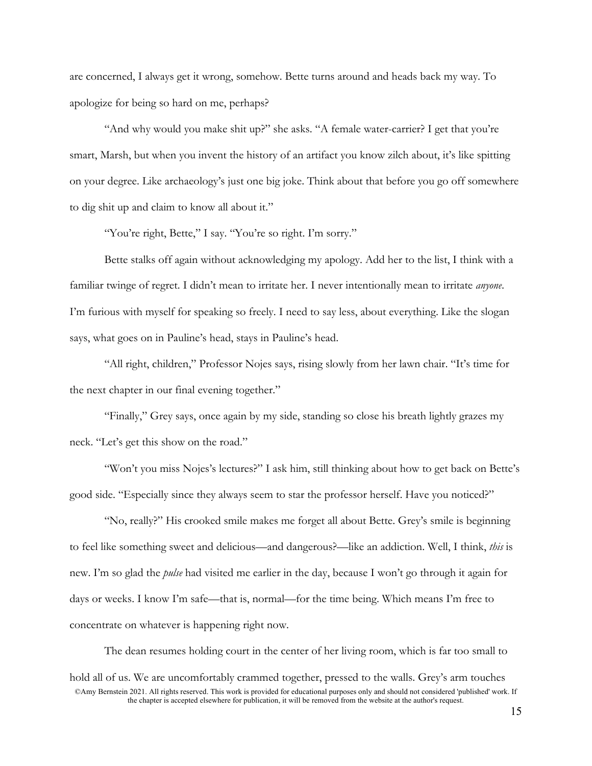are concerned, I always get it wrong, somehow. Bette turns around and heads back my way. To apologize for being so hard on me, perhaps?

"And why would you make shit up?" she asks. "A female water-carrier? I get that you're smart, Marsh, but when you invent the history of an artifact you know zilch about, it's like spitting on your degree. Like archaeology's just one big joke. Think about that before you go off somewhere to dig shit up and claim to know all about it."

"You're right, Bette," I say. "You're so right. I'm sorry."

Bette stalks off again without acknowledging my apology. Add her to the list, I think with a familiar twinge of regret. I didn't mean to irritate her. I never intentionally mean to irritate *anyone*. I'm furious with myself for speaking so freely. I need to say less, about everything. Like the slogan says, what goes on in Pauline's head, stays in Pauline's head.

"All right, children," Professor Nojes says, rising slowly from her lawn chair. "It's time for the next chapter in our final evening together."

"Finally," Grey says, once again by my side, standing so close his breath lightly grazes my neck. "Let's get this show on the road."

"Won't you miss Nojes's lectures?" I ask him, still thinking about how to get back on Bette's good side. "Especially since they always seem to star the professor herself. Have you noticed?"

"No, really?" His crooked smile makes me forget all about Bette. Grey's smile is beginning to feel like something sweet and delicious—and dangerous?—like an addiction. Well, I think, *this* is new. I'm so glad the *pulse* had visited me earlier in the day, because I won't go through it again for days or weeks. I know I'm safe—that is, normal—for the time being. Which means I'm free to concentrate on whatever is happening right now.

The dean resumes holding court in the center of her living room, which is far too small to hold all of us. We are uncomfortably crammed together, pressed to the walls. Grey's arm touches

©Amy Bernstein 2021. All rights reserved. This work is provided for educational purposes only and should not considered 'published' work. If the chapter is accepted elsewhere for publication, it will be removed from the website at the author's request.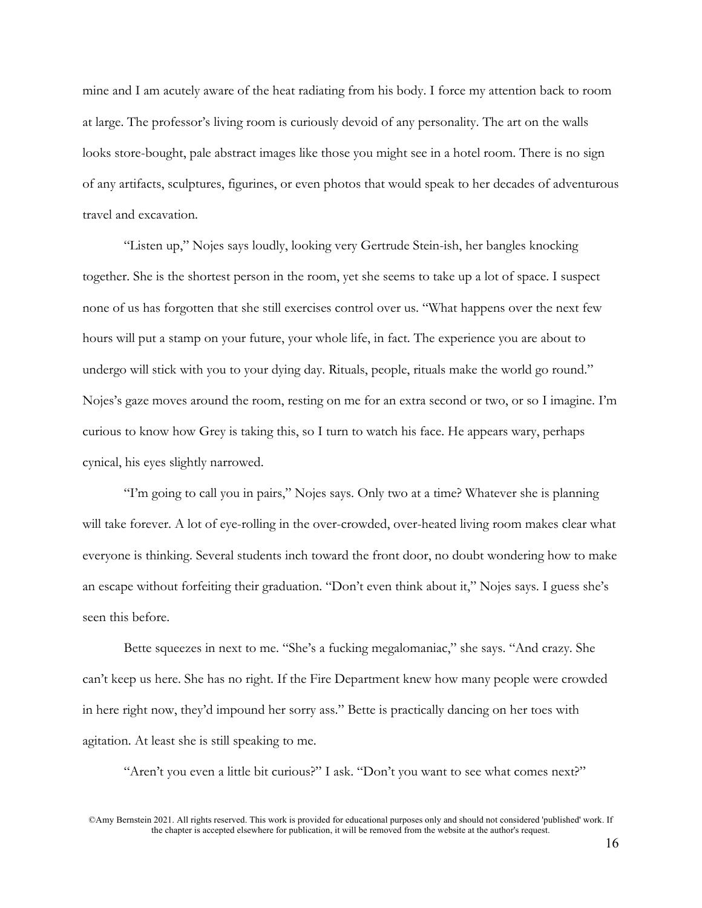mine and I am acutely aware of the heat radiating from his body. I force my attention back to room at large. The professor's living room is curiously devoid of any personality. The art on the walls looks store-bought, pale abstract images like those you might see in a hotel room. There is no sign of any artifacts, sculptures, figurines, or even photos that would speak to her decades of adventurous travel and excavation.

"Listen up," Nojes says loudly, looking very Gertrude Stein-ish, her bangles knocking together. She is the shortest person in the room, yet she seems to take up a lot of space. I suspect none of us has forgotten that she still exercises control over us. "What happens over the next few hours will put a stamp on your future, your whole life, in fact. The experience you are about to undergo will stick with you to your dying day. Rituals, people, rituals make the world go round." Nojes's gaze moves around the room, resting on me for an extra second or two, or so I imagine. I'm curious to know how Grey is taking this, so I turn to watch his face. He appears wary, perhaps cynical, his eyes slightly narrowed.

"I'm going to call you in pairs," Nojes says. Only two at a time? Whatever she is planning will take forever. A lot of eye-rolling in the over-crowded, over-heated living room makes clear what everyone is thinking. Several students inch toward the front door, no doubt wondering how to make an escape without forfeiting their graduation. "Don't even think about it," Nojes says. I guess she's seen this before.

Bette squeezes in next to me. "She's a fucking megalomaniac," she says. "And crazy. She can't keep us here. She has no right. If the Fire Department knew how many people were crowded in here right now, they'd impound her sorry ass." Bette is practically dancing on her toes with agitation. At least she is still speaking to me.

"Aren't you even a little bit curious?" I ask. "Don't you want to see what comes next?"

©Amy Bernstein 2021. All rights reserved. This work is provided for educational purposes only and should not considered 'published' work. If the chapter is accepted elsewhere for publication, it will be removed from the website at the author's request.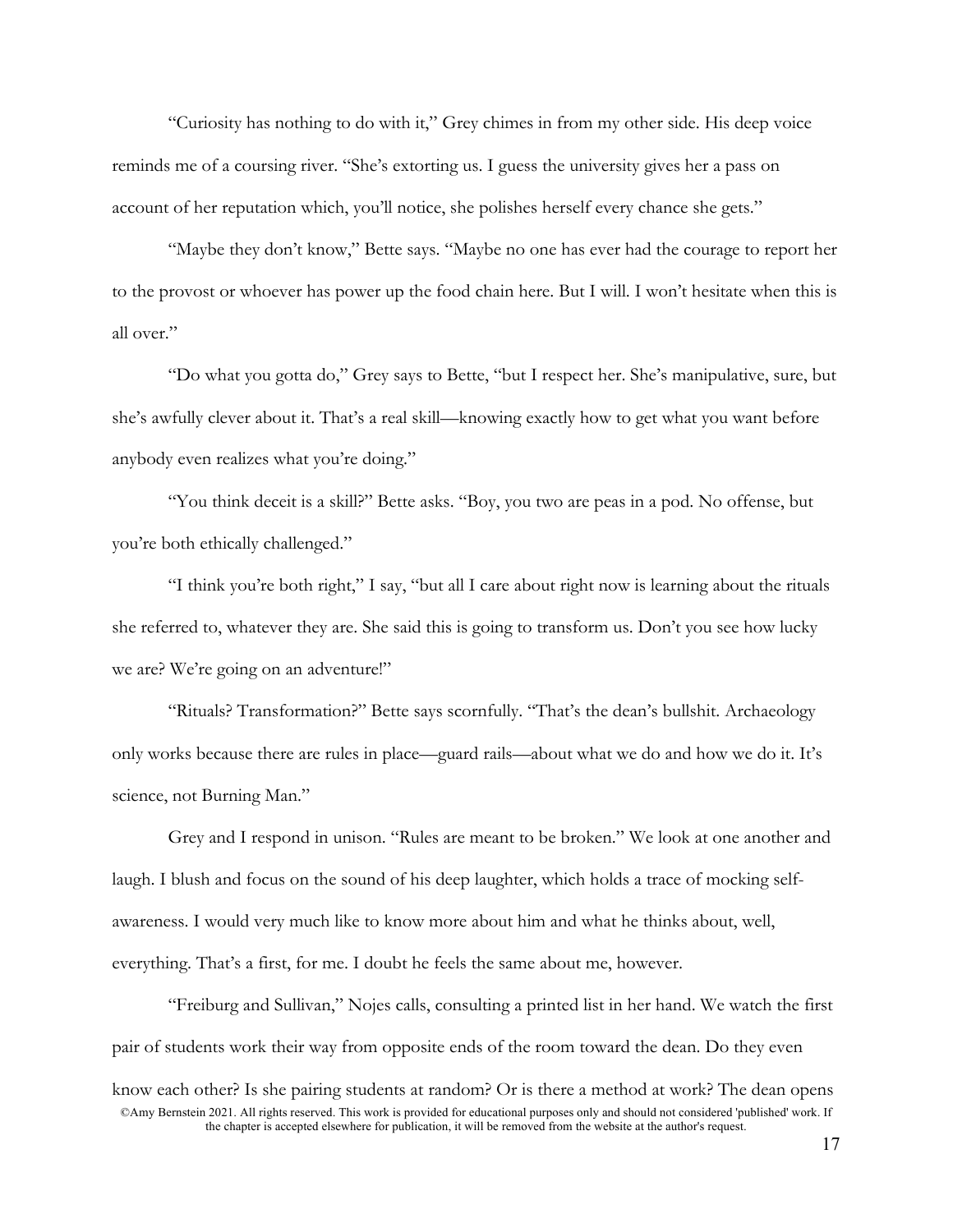"Curiosity has nothing to do with it," Grey chimes in from my other side. His deep voice reminds me of a coursing river. "She's extorting us. I guess the university gives her a pass on account of her reputation which, you'll notice, she polishes herself every chance she gets."

"Maybe they don't know," Bette says. "Maybe no one has ever had the courage to report her to the provost or whoever has power up the food chain here. But I will. I won't hesitate when this is all over."

"Do what you gotta do," Grey says to Bette, "but I respect her. She's manipulative, sure, but she's awfully clever about it. That's a real skill—knowing exactly how to get what you want before anybody even realizes what you're doing."

"You think deceit is a skill?" Bette asks. "Boy, you two are peas in a pod. No offense, but you're both ethically challenged."

"I think you're both right," I say, "but all I care about right now is learning about the rituals she referred to, whatever they are. She said this is going to transform us. Don't you see how lucky we are? We're going on an adventure!"

"Rituals? Transformation?" Bette says scornfully. "That's the dean's bullshit. Archaeology only works because there are rules in place—guard rails—about what we do and how we do it. It's science, not Burning Man."

Grey and I respond in unison. "Rules are meant to be broken." We look at one another and laugh. I blush and focus on the sound of his deep laughter, which holds a trace of mocking self-awareness. I would very much like to know more about him and what he thinks about, well, everything. That's a first, for me. I doubt he feels the same about me, however.

"Freiburg and Sullivan," Nojes calls, consulting a printed list in her hand. We watch the first pair of students work their way from opposite ends of the room toward the dean. Do they even know each other? Is she pairing students at random? Or is there a method at work? The dean opens

©Amy Bernstein 2021. All rights reserved. This work is provided for educational purposes only and should not considered 'published' work. If the chapter is accepted elsewhere for publication, it will be removed from the website at the author's request.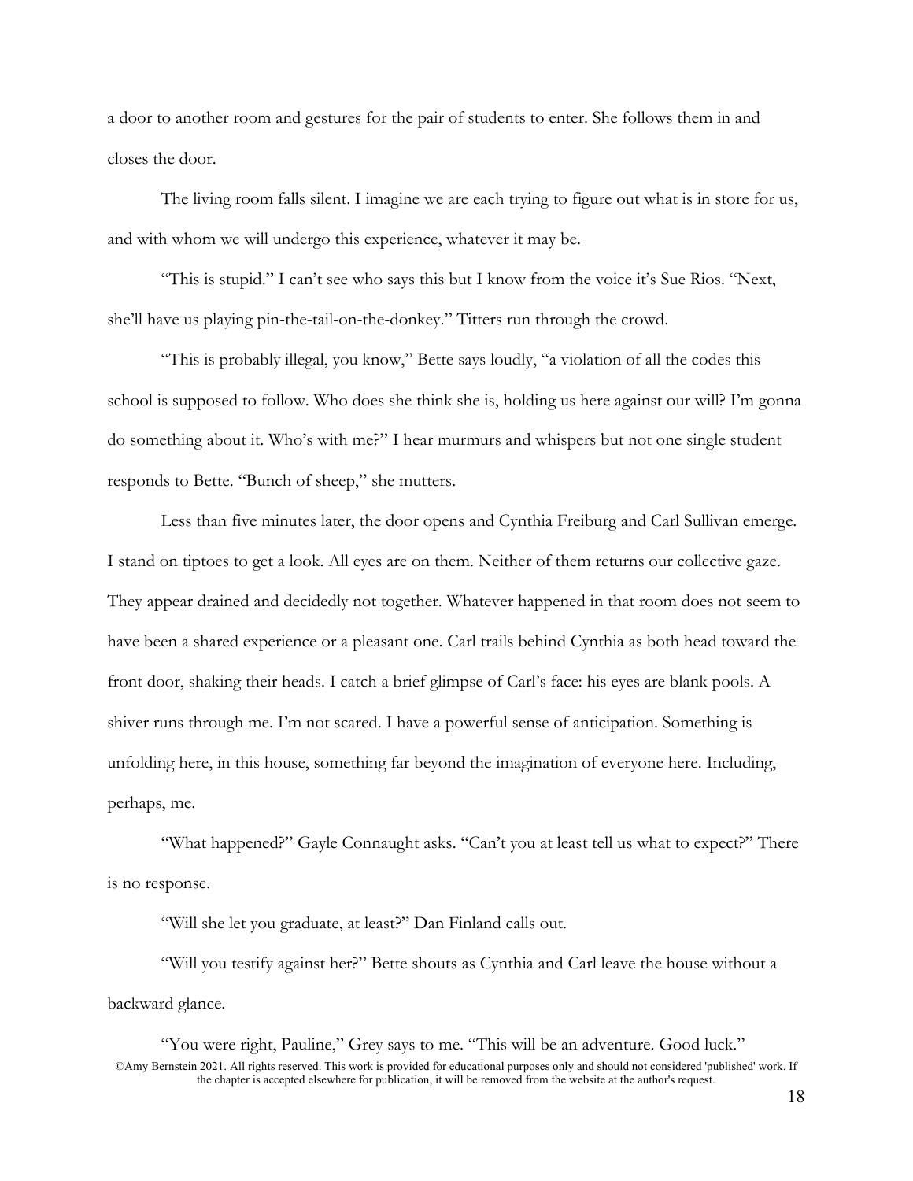a door to another room and gestures for the pair of students to enter. She follows them in and closes the door.

The living room falls silent. I imagine we are each trying to figure out what is in store for us, and with whom we will undergo this experience, whatever it may be.

"This is stupid." I can't see who says this but I know from the voice it's Sue Rios. "Next, she'll have us playing pin-the-tail-on-the-donkey." Titters run through the crowd.

"This is probably illegal, you know," Bette says loudly, "a violation of all the codes this school is supposed to follow. Who does she think she is, holding us here against our will? I'm gonna do something about it. Who's with me?" I hear murmurs and whispers but not one single student responds to Bette. "Bunch of sheep," she mutters.

Less than five minutes later, the door opens and Cynthia Freiburg and Carl Sullivan emerge. I stand on tiptoes to get a look. All eyes are on them. Neither of them returns our collective gaze. They appear drained and decidedly not together. Whatever happened in that room does not seem to have been a shared experience or a pleasant one. Carl trails behind Cynthia as both head toward the front door, shaking their heads. I catch a brief glimpse of Carl's face: his eyes are blank pools. A shiver runs through me. I'm not scared. I have a powerful sense of anticipation. Something is unfolding here, in this house, something far beyond the imagination of everyone here. Including, perhaps, me.

"What happened?" Gayle Connaught asks. "Can't you at least tell us what to expect?" There is no response.

"Will she let you graduate, at least?" Dan Finland calls out.

"Will you testify against her?" Bette shouts as Cynthia and Carl leave the house without a backward glance.

"You were right, Pauline," Grey says to me. "This will be an adventure. Good luck."

©Amy Bernstein 2021. All rights reserved. This work is provided for educational purposes only and should not considered 'published' work. If the chapter is accepted elsewhere for publication, it will be removed from the website at the author's request.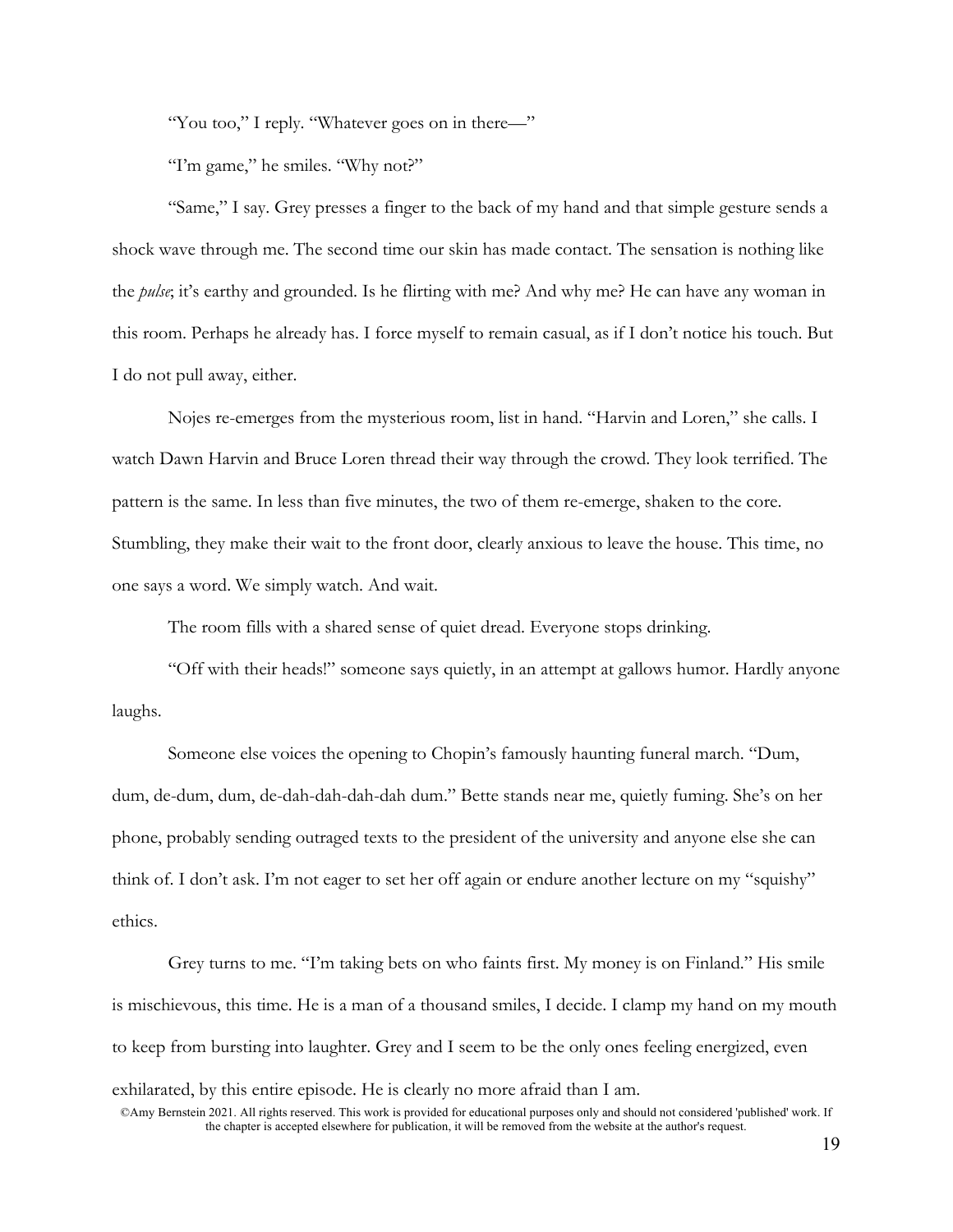"You too," I reply. "Whatever goes on in there—"

"I'm game," he smiles. "Why not?"

"Same," I say. Grey presses a finger to the back of my hand and that simple gesture sends a shock wave through me. The second time our skin has made contact. The sensation is nothing like the *pulse*; it's earthy and grounded. Is he flirting with me? And why me? He can have any woman in this room. Perhaps he already has. I force myself to remain casual, as if I don't notice his touch. But I do not pull away, either.

Nojes re-emerges from the mysterious room, list in hand. "Harvin and Loren," she calls. I watch Dawn Harvin and Bruce Loren thread their way through the crowd. They look terrified. The pattern is the same. In less than five minutes, the two of them re-emerge, shaken to the core. Stumbling, they make their wait to the front door, clearly anxious to leave the house. This time, no one says a word. We simply watch. And wait.

The room fills with a shared sense of quiet dread. Everyone stops drinking.

"Off with their heads!" someone says quietly, in an attempt at gallows humor. Hardly anyone laughs.

Someone else voices the opening to Chopin's famously haunting funeral march. "Dum, dum, de-dum, dum, de-dah-dah-dah-dah dum." Bette stands near me, quietly fuming. She's on her phone, probably sending outraged texts to the president of the university and anyone else she can think of. I don't ask. I'm not eager to set her off again or endure another lecture on my "squishy" ethics.

Grey turns to me. "I'm taking bets on who faints first. My money is on Finland." His smile is mischievous, this time. He is a man of a thousand smiles, I decide. I clamp my hand on my mouth to keep from bursting into laughter. Grey and I seem to be the only ones feeling energized, even exhilarated, by this entire episode. He is clearly no more afraid than I am.

©Amy Bernstein 2021. All rights reserved. This work is provided for educational purposes only and should not considered 'published' work. If the chapter is accepted elsewhere for publication, it will be removed from the website at the author's request.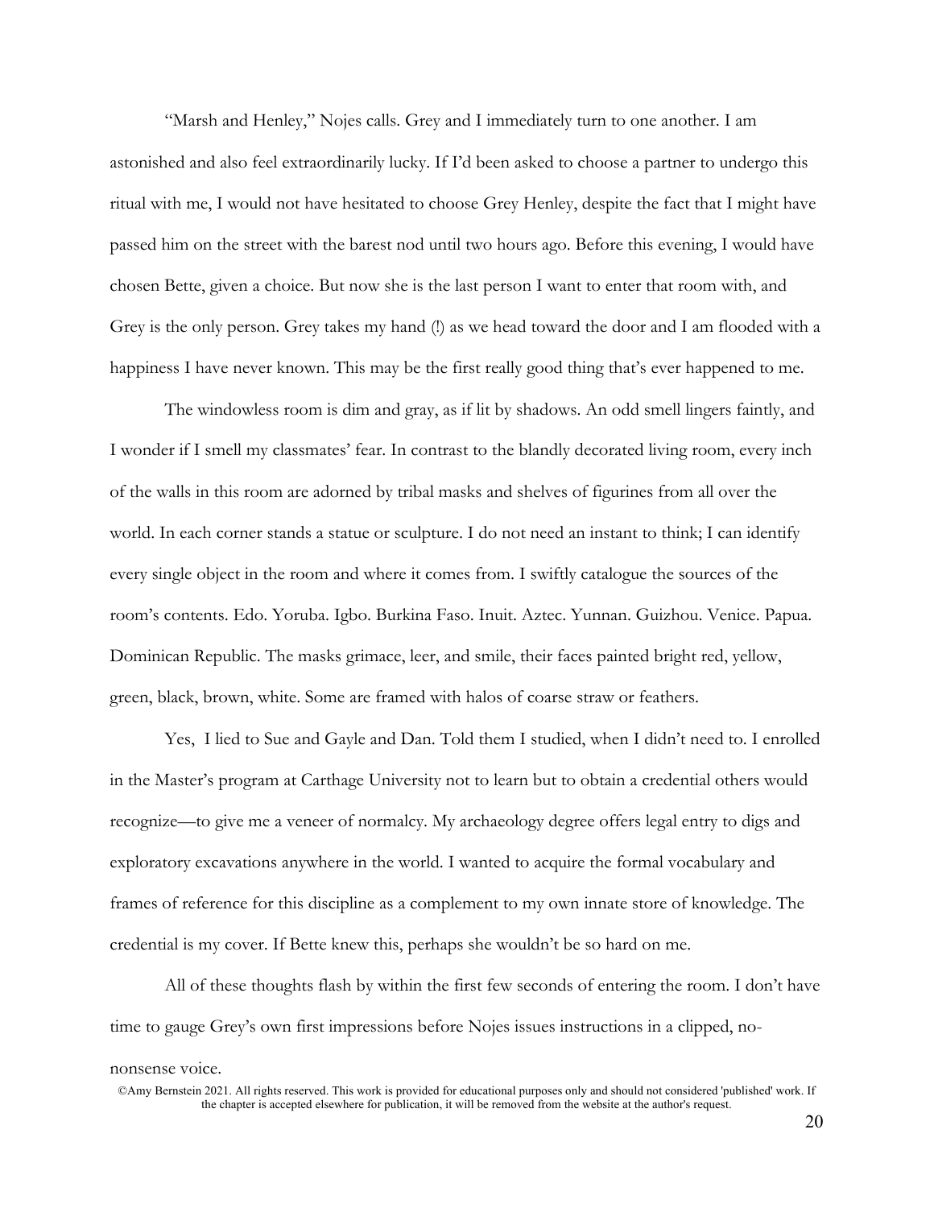"Marsh and Henley," Nojes calls. Grey and I immediately turn to one another. I am astonished and also feel extraordinarily lucky. If I'd been asked to choose a partner to undergo this ritual with me, I would not have hesitated to choose Grey Henley, despite the fact that I might have passed him on the street with the barest nod until two hours ago. Before this evening, I would have chosen Bette, given a choice. But now she is the last person I want to enter that room with, and Grey is the only person. Grey takes my hand (!) as we head toward the door and I am flooded with a happiness I have never known. This may be the first really good thing that's ever happened to me.

The windowless room is dim and gray, as if lit by shadows. An odd smell lingers faintly, and I wonder if I smell my classmates' fear. In contrast to the blandly decorated living room, every inch of the walls in this room are adorned by tribal masks and shelves of figurines from all over the world. In each corner stands a statue or sculpture. I do not need an instant to think; I can identify every single object in the room and where it comes from. I swiftly catalogue the sources of the room's contents. Edo. Yoruba. Igbo. Burkina Faso. Inuit. Aztec. Yunnan. Guizhou. Venice. Papua. Dominican Republic. The masks grimace, leer, and smile, their faces painted bright red, yellow, green, black, brown, white. Some are framed with halos of coarse straw or feathers.

Yes, I lied to Sue and Gayle and Dan. Told them I studied, when I didn't need to. I enrolled in the Master's program at Carthage University not to learn but to obtain a credential others would recognize—to give me a veneer of normalcy. My archaeology degree offers legal entry to digs and exploratory excavations anywhere in the world. I wanted to acquire the formal vocabulary and frames of reference for this discipline as a complement to my own innate store of knowledge. The credential is my cover. If Bette knew this, perhaps she wouldn't be so hard on me.

All of these thoughts flash by within the first few seconds of entering the room. I don't have time to gauge Grey's own first impressions before Nojes issues instructions in a clipped, no-nonsense voice.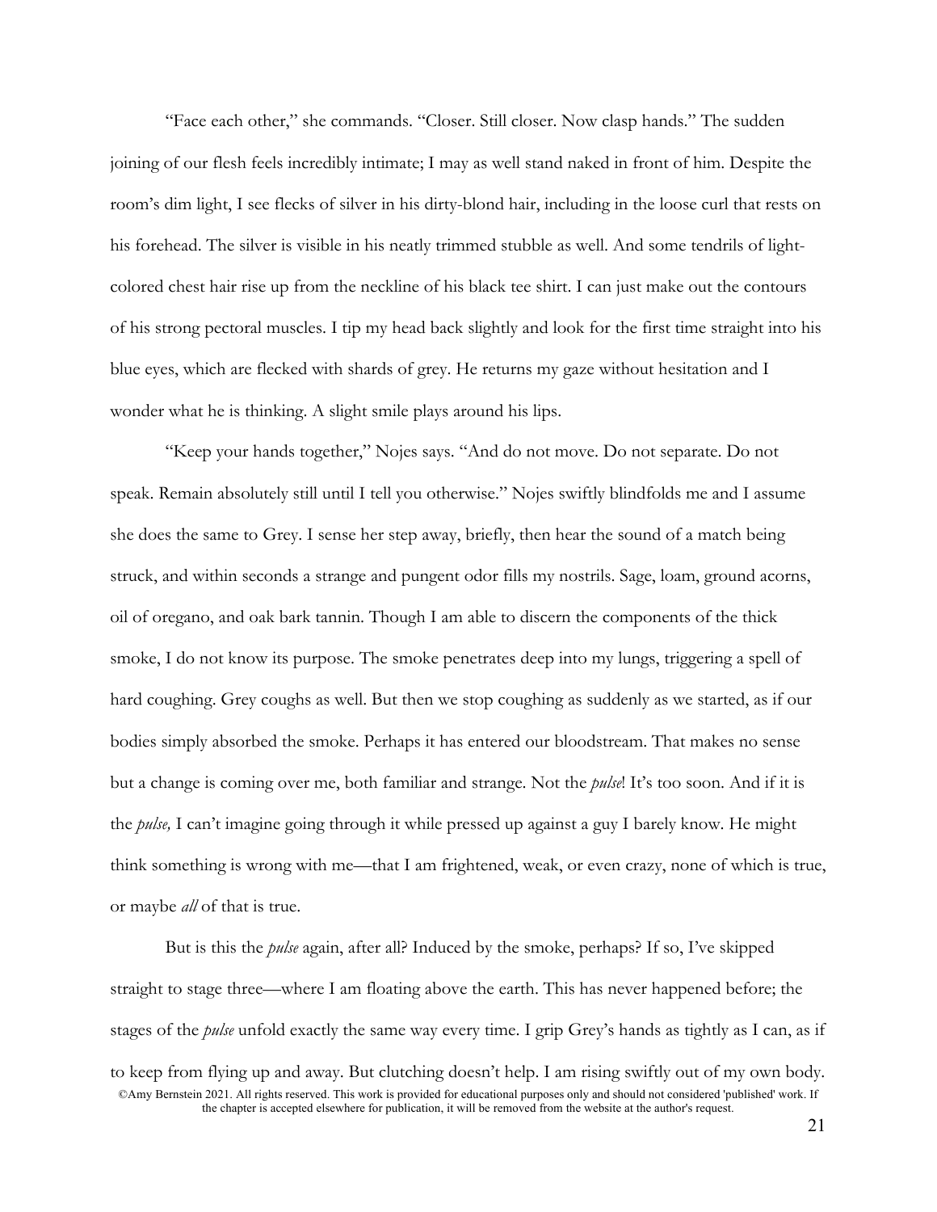"Face each other," she commands. "Closer. Still closer. Now clasp hands." The sudden joining of our flesh feels incredibly intimate; I may as well stand naked in front of him. Despite the room's dim light, I see flecks of silver in his dirty-blond hair, including in the loose curl that rests on his forehead. The silver is visible in his neatly trimmed stubble as well. And some tendrils of light-colored chest hair rise up from the neckline of his black tee shirt. I can just make out the contours of his strong pectoral muscles. I tip my head back slightly and look for the first time straight into his blue eyes, which are flecked with shards of grey. He returns my gaze without hesitation and I wonder what he is thinking. A slight smile plays around his lips.

"Keep your hands together," Nojes says. "And do not move. Do not separate. Do not speak. Remain absolutely still until I tell you otherwise." Nojes swiftly blindfolds me and I assume she does the same to Grey. I sense her step away, briefly, then hear the sound of a match being struck, and within seconds a strange and pungent odor fills my nostrils. Sage, loam, ground acorns, oil of oregano, and oak bark tannin. Though I am able to discern the components of the thick smoke, I do not know its purpose. The smoke penetrates deep into my lungs, triggering a spell of hard coughing. Grey coughs as well. But then we stop coughing as suddenly as we started, as if our bodies simply absorbed the smoke. Perhaps it has entered our bloodstream. That makes no sense but a change is coming over me, both familiar and strange. Not the *pulse*! It's too soon. And if it is the *pulse,* I can't imagine going through it while pressed up against a guy I barely know. He might think something is wrong with me—that I am frightened, weak, or even crazy, none of which is true, or maybe *all* of that is true.

But is this the *pulse* again, after all? Induced by the smoke, perhaps? If so, I've skipped straight to stage three—where I am floating above the earth. This has never happened before; the stages of the *pulse* unfold exactly the same way every time. I grip Grey's hands as tightly as I can, as if to keep from flying up and away. But clutching doesn't help. I am rising swiftly out of my own body.

©Amy Bernstein 2021. All rights reserved. This work is provided for educational purposes only and should not considered 'published' work. If the chapter is accepted elsewhere for publication, it will be removed from the website at the author's request.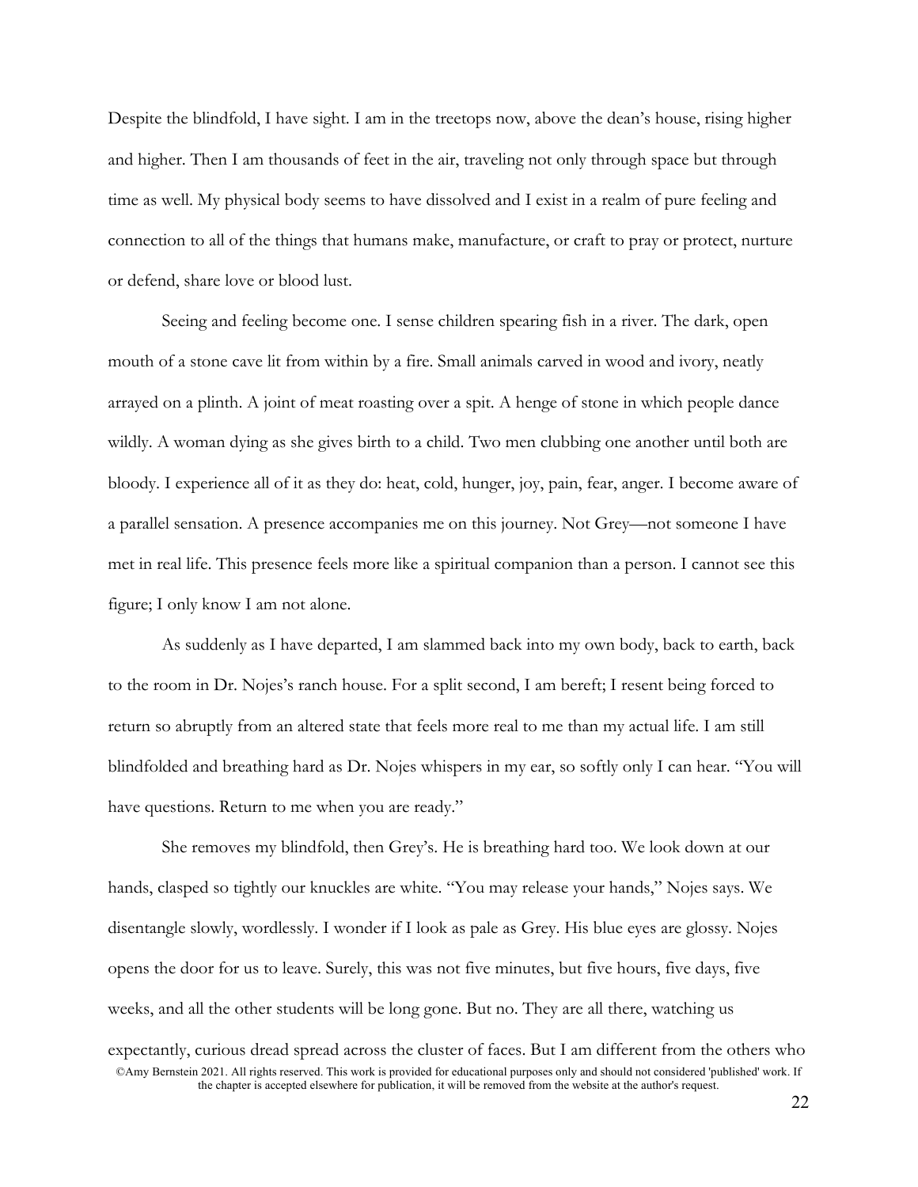Despite the blindfold, I have sight. I am in the treetops now, above the dean's house, rising higher and higher. Then I am thousands of feet in the air, traveling not only through space but through time as well. My physical body seems to have dissolved and I exist in a realm of pure feeling and connection to all of the things that humans make, manufacture, or craft to pray or protect, nurture or defend, share love or blood lust.

Seeing and feeling become one. I sense children spearing fish in a river. The dark, open mouth of a stone cave lit from within by a fire. Small animals carved in wood and ivory, neatly arrayed on a plinth. A joint of meat roasting over a spit. A henge of stone in which people dance wildly. A woman dying as she gives birth to a child. Two men clubbing one another until both are bloody. I experience all of it as they do: heat, cold, hunger, joy, pain, fear, anger. I become aware of a parallel sensation. A presence accompanies me on this journey. Not Grey—not someone I have met in real life. This presence feels more like a spiritual companion than a person. I cannot see this figure; I only know I am not alone.

As suddenly as I have departed, I am slammed back into my own body, back to earth, back to the room in Dr. Nojes's ranch house. For a split second, I am bereft; I resent being forced to return so abruptly from an altered state that feels more real to me than my actual life. I am still blindfolded and breathing hard as Dr. Nojes whispers in my ear, so softly only I can hear. "You will have questions. Return to me when you are ready."

She removes my blindfold, then Grey's. He is breathing hard too. We look down at our hands, clasped so tightly our knuckles are white. "You may release your hands," Nojes says. We disentangle slowly, wordlessly. I wonder if I look as pale as Grey. His blue eyes are glossy. Nojes opens the door for us to leave. Surely, this was not five minutes, but five hours, five days, five weeks, and all the other students will be long gone. But no. They are all there, watching us expectantly, curious dread spread across the cluster of faces. But I am different from the others who

©Amy Bernstein 2021. All rights reserved. This work is provided for educational purposes only and should not considered 'published' work. If the chapter is accepted elsewhere for publication, it will be removed from the website at the author's request.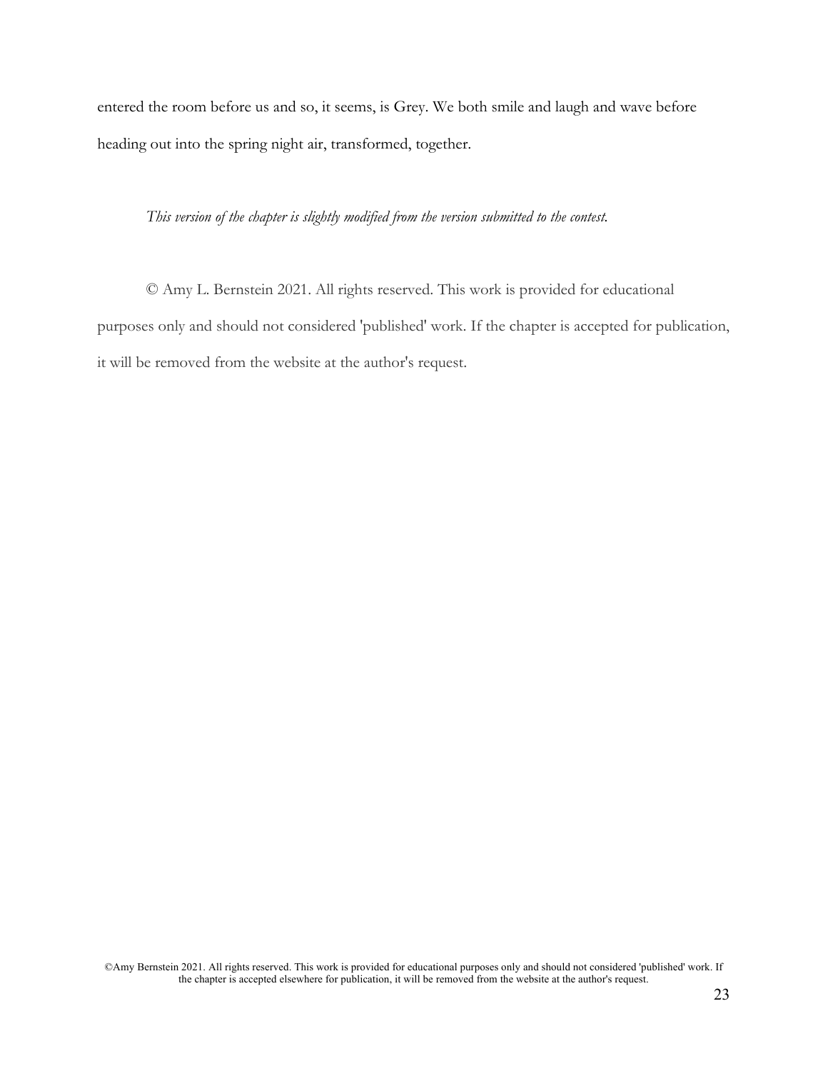entered the room before us and so, it seems, is Grey. We both smile and laugh and wave before heading out into the spring night air, transformed, together.

*This version of the chapter is slightly modified from the version submitted to the contest.*

© Amy L. Bernstein 2021. All rights reserved. This work is provided for educational purposes only and should not considered 'published' work. If the chapter is accepted for publication, it will be removed from the website at the author's request.